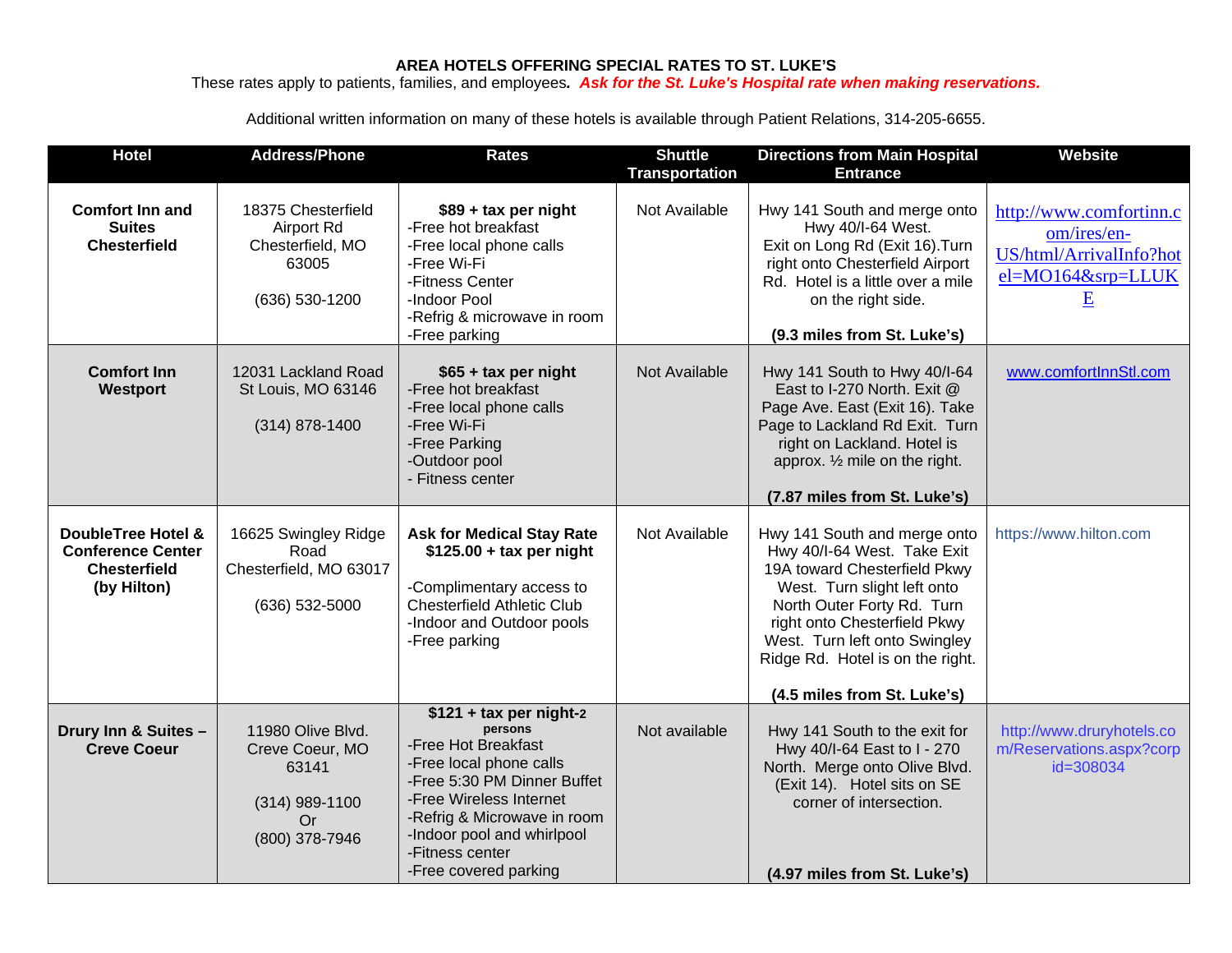**AREA HOTELS OFFERING SPECIAL RATES TO ST. LUKE'S**

These rates apply to patients, families, and employees. ***Ask for the St. Luke's Hospital rate when making reservations.***

Additional written information on many of these hotels is available through Patient Relations, 314-205-6655.

| Hotel | Address/Phone | Rates | Shuttle Transportation | Directions from Main Hospital Entrance | Website |
|---|---|---|---|---|---|
| **Comfort Inn and Suites Chesterfield** | 18375 Chesterfield Airport Rd Chesterfield, MO 63005<br><br>(636) 530-1200 | **$89 + tax per night**<br>-Free hot breakfast<br>-Free local phone calls<br>-Free Wi-Fi<br>-Fitness Center<br>-Indoor Pool<br>-Refrig & microwave in room<br>-Free parking | Not Available | Hwy 141 South and merge onto Hwy 40/I-64 West. Exit on Long Rd (Exit 16).Turn right onto Chesterfield Airport Rd. Hotel is a little over a mile on the right side.<br><br>**(9.3 miles from St. Luke's)** | http://www.comfortinn.com/ires/en-US/html/ArrivalInfo?hotel=MO164&srp=LLUKE |
| **Comfort Inn Westport** | 12031 Lackland Road St Louis, MO 63146<br><br>(314) 878-1400 | **$65 + tax per night**<br>-Free hot breakfast<br>-Free local phone calls<br>-Free Wi-Fi<br>-Free Parking<br>-Outdoor pool<br>- Fitness center | Not Available | Hwy 141 South to Hwy 40/I-64 East to I-270 North. Exit @ Page Ave. East (Exit 16). Take Page to Lackland Rd Exit. Turn right on Lackland. Hotel is approx. ½ mile on the right.<br><br>**(7.87 miles from St. Luke's)** | www.comfortInnStl.com |
| **DoubleTree Hotel & Conference Center Chesterfield (by Hilton)** | 16625 Swingley Ridge Road Chesterfield, MO 63017<br><br>(636) 532-5000 | **Ask for Medical Stay Rate $125.00 + tax per night**<br><br>-Complimentary access to Chesterfield Athletic Club<br>-Indoor and Outdoor pools<br>-Free parking | Not Available | Hwy 141 South and merge onto Hwy 40/I-64 West. Take Exit 19A toward Chesterfield Pkwy West. Turn slight left onto North Outer Forty Rd. Turn right onto Chesterfield Pkwy West. Turn left onto Swingley Ridge Rd. Hotel is on the right.<br><br>**(4.5 miles from St. Luke's)** | https://www.hilton.com |
| **Drury Inn & Suites – Creve Coeur** | 11980 Olive Blvd. Creve Coeur, MO 63141<br><br>(314) 989-1100<br>Or<br>(800) 378-7946 | **$121 + tax per night-2 persons**<br>-Free Hot Breakfast<br>-Free local phone calls<br>-Free 5:30 PM Dinner Buffet<br>-Free Wireless Internet<br>-Refrig & Microwave in room<br>-Indoor pool and whirlpool<br>-Fitness center<br>-Free covered parking | Not available | Hwy 141 South to the exit for Hwy 40/I-64 East to I - 270 North. Merge onto Olive Blvd. (Exit 14). Hotel sits on SE corner of intersection.<br><br>**(4.97 miles from St. Luke's)** | http://www.druryhotels.com/Reservations.aspx?corpid=308034 |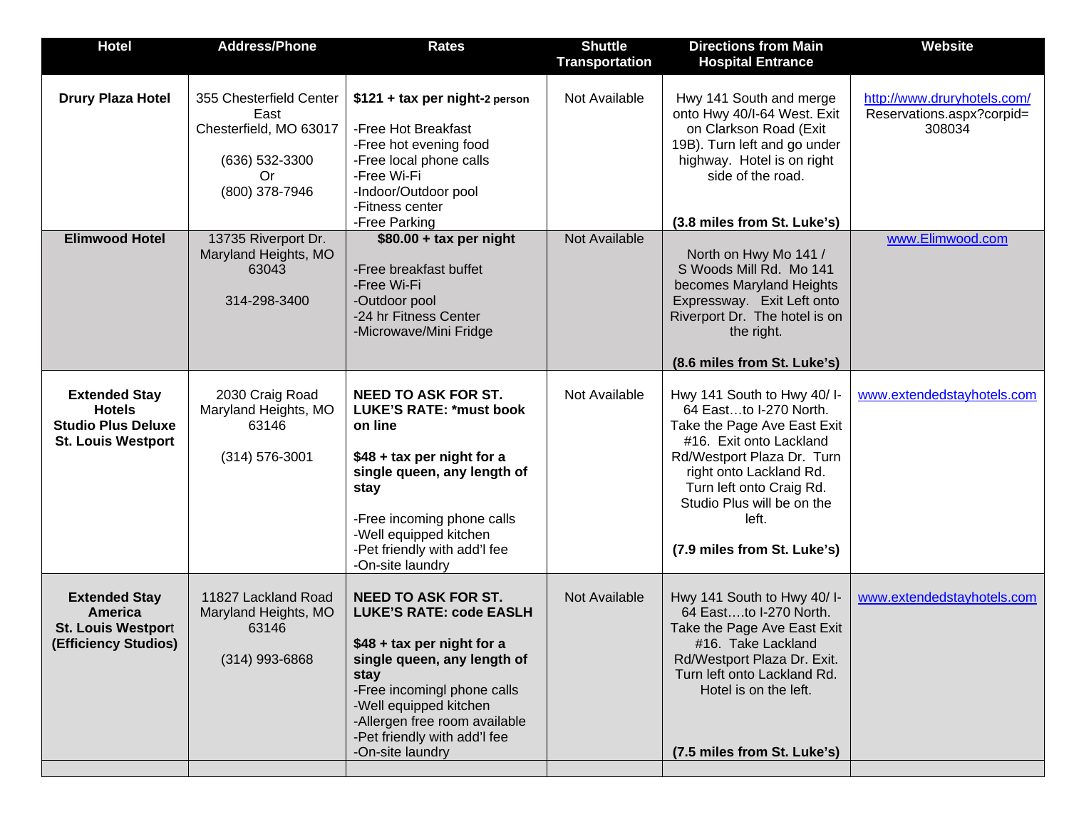| Hotel | Address/Phone | Rates | Shuttle Transportation | Directions from Main Hospital Entrance | Website |
|---|---|---|---|---|---|
| **Drury Plaza Hotel** | 355 Chesterfield Center East<br>Chesterfield, MO 63017<br><br>(636) 532-3300<br>Or<br>(800) 378-7946 | **$121 + tax per night-2 person**<br><br>-Free Hot Breakfast<br>-Free hot evening food<br>-Free local phone calls<br>-Free Wi-Fi<br>-Indoor/Outdoor pool<br>-Fitness center<br>-Free Parking | Not Available | Hwy 141 South and merge onto Hwy 40/I-64 West. Exit on Clarkson Road (Exit 19B). Turn left and go under highway. Hotel is on right side of the road.<br><br>**(3.8 miles from St. Luke's)** | http://www.druryhotels.com/Reservations.aspx?corpid=308034 |
| **Elimwood Hotel** | 13735 Riverport Dr.<br>Maryland Heights, MO 63043<br><br>314-298-3400 | **$80.00 + tax per night**<br><br>-Free breakfast buffet<br>-Free Wi-Fi<br>-Outdoor pool<br>-24 hr Fitness Center<br>-Microwave/Mini Fridge | Not Available | North on Hwy Mo 141 / S Woods Mill Rd. Mo 141 becomes Maryland Heights Expressway. Exit Left onto Riverport Dr. The hotel is on the right.<br><br>**(8.6 miles from St. Luke's)** | www.Elimwood.com |
| **Extended Stay Hotels Studio Plus Deluxe St. Louis Westport** | 2030 Craig Road<br>Maryland Heights, MO 63146<br><br>(314) 576-3001 | **NEED TO ASK FOR ST. LUKE'S RATE: \*must book on line**<br><br>**$48 + tax per night for a single queen, any length of stay**<br><br>-Free incoming phone calls<br>-Well equipped kitchen<br>-Pet friendly with add'l fee<br>-On-site laundry | Not Available | Hwy 141 South to Hwy 40/ I-64 East…to I-270 North. Take the Page Ave East Exit #16. Exit onto Lackland Rd/Westport Plaza Dr. Turn right onto Lackland Rd. Turn left onto Craig Rd. Studio Plus will be on the left.<br><br>**(7.9 miles from St. Luke's)** | www.extendedstayhotels.com |
| **Extended Stay America St. Louis Westport (Efficiency Studios)** | 11827 Lackland Road<br>Maryland Heights, MO 63146<br><br>(314) 993-6868 | **NEED TO ASK FOR ST. LUKE'S RATE: code EASLH**<br><br>**$48 + tax per night for a single queen, any length of stay**<br>-Free incomingl phone calls<br>-Well equipped kitchen<br>-Allergen free room available<br>-Pet friendly with add'l fee<br>-On-site laundry | Not Available | Hwy 141 South to Hwy 40/ I-64 East….to I-270 North. Take the Page Ave East Exit #16. Take Lackland Rd/Westport Plaza Dr. Exit. Turn left onto Lackland Rd. Hotel is on the left.<br><br>**(7.5 miles from St. Luke's)** | www.extendedstayhotels.com |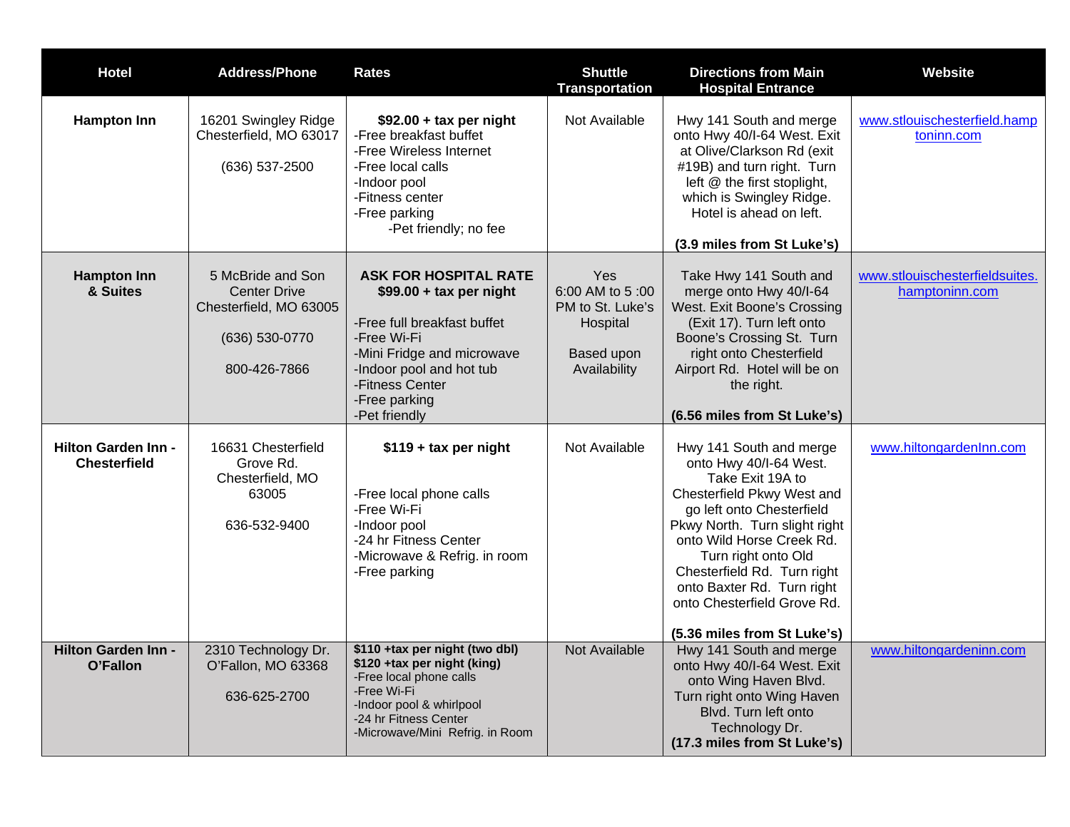| Hotel | Address/Phone | Rates | Shuttle Transportation | Directions from Main Hospital Entrance | Website |
|---|---|---|---|---|---|
| **Hampton Inn** | 16201 Swingley Ridge Chesterfield, MO 63017<br><br>(636) 537-2500 | **$92.00 + tax per night**<br>-Free breakfast buffet<br>-Free Wireless Internet<br>-Free local calls<br>-Indoor pool<br>-Fitness center<br>-Free parking<br>-Pet friendly; no fee | Not Available | Hwy 141 South and merge onto Hwy 40/I-64 West. Exit at Olive/Clarkson Rd (exit #19B) and turn right. Turn left @ the first stoplight, which is Swingley Ridge. Hotel is ahead on left.<br><br>**(3.9 miles from St Luke's)** | www.stlouischesterfield.hamptoninn.com |
| **Hampton Inn & Suites** | 5 McBride and Son Center Drive Chesterfield, MO 63005<br><br>(636) 530-0770<br><br>800-426-7866 | **ASK FOR HOSPITAL RATE**<br>**$99.00 + tax per night**<br><br>-Free full breakfast buffet<br>-Free Wi-Fi<br>-Mini Fridge and microwave<br>-Indoor pool and hot tub<br>-Fitness Center<br>-Free parking<br>-Pet friendly | Yes<br>6:00 AM to 5 :00 PM to St. Luke's Hospital<br><br>Based upon Availability | Take Hwy 141 South and merge onto Hwy 40/I-64 West. Exit Boone's Crossing (Exit 17). Turn left onto Boone's Crossing St. Turn right onto Chesterfield Airport Rd. Hotel will be on the right.<br><br>**(6.56 miles from St Luke's)** | www.stlouischesterfieldsuites.hamptoninn.com |
| **Hilton Garden Inn - Chesterfield** | 16631 Chesterfield Grove Rd. Chesterfield, MO 63005<br><br>636-532-9400 | **$119 + tax per night**<br><br>-Free local phone calls<br>-Free Wi-Fi<br>-Indoor pool<br>-24 hr Fitness Center<br>-Microwave & Refrig. in room<br>-Free parking | Not Available | Hwy 141 South and merge onto Hwy 40/I-64 West. Take Exit 19A to Chesterfield Pkwy West and go left onto Chesterfield Pkwy North. Turn slight right onto Wild Horse Creek Rd. Turn right onto Old Chesterfield Rd. Turn right onto Baxter Rd. Turn right onto Chesterfield Grove Rd.<br><br>**(5.36 miles from St Luke's)** | www.hiltongardenInn.com |
| **Hilton Garden Inn - O'Fallon** | 2310 Technology Dr. O'Fallon, MO 63368<br><br>636-625-2700 | **$110 +tax per night (two dbl)**<br>**$120 +tax per night (king)**<br>-Free local phone calls<br>-Free Wi-Fi<br>-Indoor pool & whirlpool<br>-24 hr Fitness Center<br>-Microwave/Mini Refrig. in Room | Not Available | Hwy 141 South and merge onto Hwy 40/I-64 West. Exit onto Wing Haven Blvd. Turn right onto Wing Haven Blvd. Turn left onto Technology Dr.<br>**(17.3 miles from St Luke's)** | www.hiltongardeninn.com |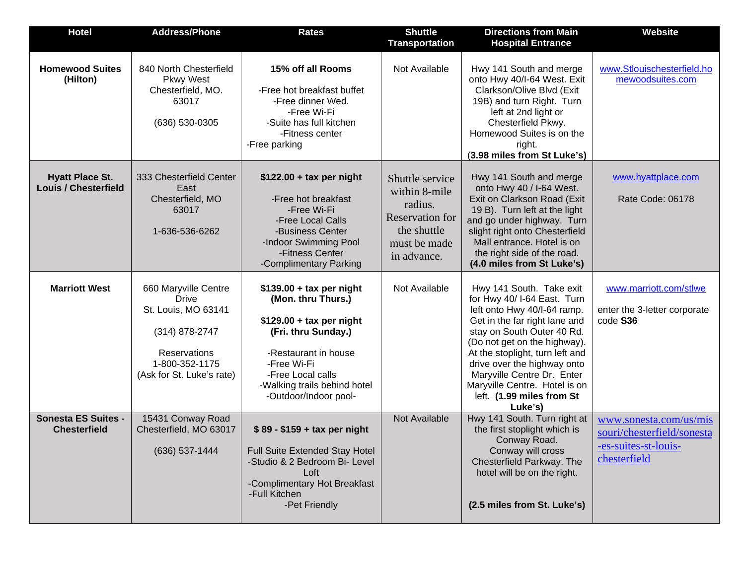| Hotel | Address/Phone | Rates | Shuttle Transportation | Directions from Main Hospital Entrance | Website |
|---|---|---|---|---|---|
| **Homewood Suites (Hilton)** | 840 North Chesterfield Pkwy West Chesterfield, MO. 63017<br><br>(636) 530-0305 | **15% off all Rooms**<br><br>-Free hot breakfast buffet<br>-Free dinner Wed.<br>-Free Wi-Fi<br>-Suite has full kitchen<br>-Fitness center<br>-Free parking | Not Available | Hwy 141 South and merge onto Hwy 40/I-64 West. Exit Clarkson/Olive Blvd (Exit 19B) and turn Right. Turn left at 2nd light or Chesterfield Pkwy. Homewood Suites is on the right.<br>(**3.98 miles from St Luke's)** | www.Stlouischesterfield.homewoodsuites.com |
| **Hyatt Place St. Louis / Chesterfield** | 333 Chesterfield Center East Chesterfield, MO 63017<br><br>1-636-536-6262 | **$122.00 + tax per night**<br><br>-Free hot breakfast<br>-Free Wi-Fi<br>-Free Local Calls<br>-Business Center<br>-Indoor Swimming Pool<br>-Fitness Center<br>-Complimentary Parking | Shuttle service within 8-mile radius. Reservation for the shuttle must be made in advance. | Hwy 141 South and merge onto Hwy 40 / I-64 West. Exit on Clarkson Road (Exit 19 B). Turn left at the light and go under highway. Turn slight right onto Chesterfield Mall entrance. Hotel is on the right side of the road.<br>**(4.0 miles from St Luke's)** | www.hyattplace.com<br><br>Rate Code: 06178 |
| **Marriott West** | 660 Maryville Centre Drive St. Louis, MO 63141<br><br>(314) 878-2747<br><br>Reservations 1-800-352-1175 (Ask for St. Luke's rate) | **$139.00 + tax per night (Mon. thru Thurs.)**<br><br>**$129.00 + tax per night (Fri. thru Sunday.)**<br><br>-Restaurant in house<br>-Free Wi-Fi<br>-Free Local calls<br>-Walking trails behind hotel<br>-Outdoor/Indoor pool- | Not Available | Hwy 141 South. Take exit for Hwy 40/ I-64 East. Turn left onto Hwy 40/I-64 ramp. Get in the far right lane and stay on South Outer 40 Rd. (Do not get on the highway). At the stoplight, turn left and drive over the highway onto Maryville Centre Dr. Enter Maryville Centre. Hotel is on left. **(1.99 miles from St Luke's)** | www.marriott.com/stlwe<br><br>enter the 3-letter corporate code **S36** |
| **Sonesta ES Suites - Chesterfield** | 15431 Conway Road Chesterfield, MO 63017<br><br>(636) 537-1444 | **$ 89 - $159 + tax per night**<br><br>Full Suite Extended Stay Hotel<br>-Studio & 2 Bedroom Bi- Level Loft<br>-Complimentary Hot Breakfast<br>-Full Kitchen<br>-Pet Friendly | Not Available | Hwy 141 South. Turn right at the first stoplight which is Conway Road. Conway will cross Chesterfield Parkway. The hotel will be on the right.<br><br>**(2.5 miles from St. Luke's)** | www.sonesta.com/us/missouri/chesterfield/sonesta-es-suites-st-louis-chesterfield |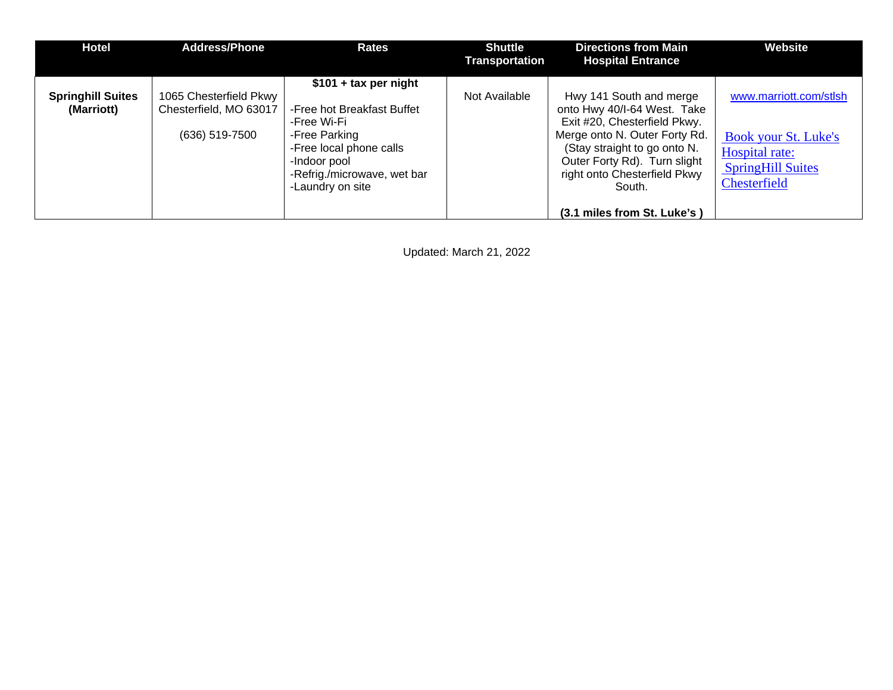| Hotel | Address/Phone | Rates | Shuttle Transportation | Directions from Main Hospital Entrance | Website |
|---|---|---|---|---|---|
| **Springhill Suites (Marriott)** | 1065 Chesterfield Pkwy Chesterfield, MO 63017<br><br>(636) 519-7500 | **$101 + tax per night**<br><br>-Free hot Breakfast Buffet<br>-Free Wi-Fi<br>-Free Parking<br>-Free local phone calls<br>-Indoor pool<br>-Refrig./microwave, wet bar<br>-Laundry on site | Not Available | Hwy 141 South and merge onto Hwy 40/I-64 West. Take Exit #20, Chesterfield Pkwy. Merge onto N. Outer Forty Rd. (Stay straight to go onto N. Outer Forty Rd). Turn slight right onto Chesterfield Pkwy South.<br><br>**(3.1 miles from St. Luke's )** | www.marriott.com/stlsh<br><br>Book your St. Luke's Hospital rate: SpringHill Suites Chesterfield |

Updated: March 21, 2022